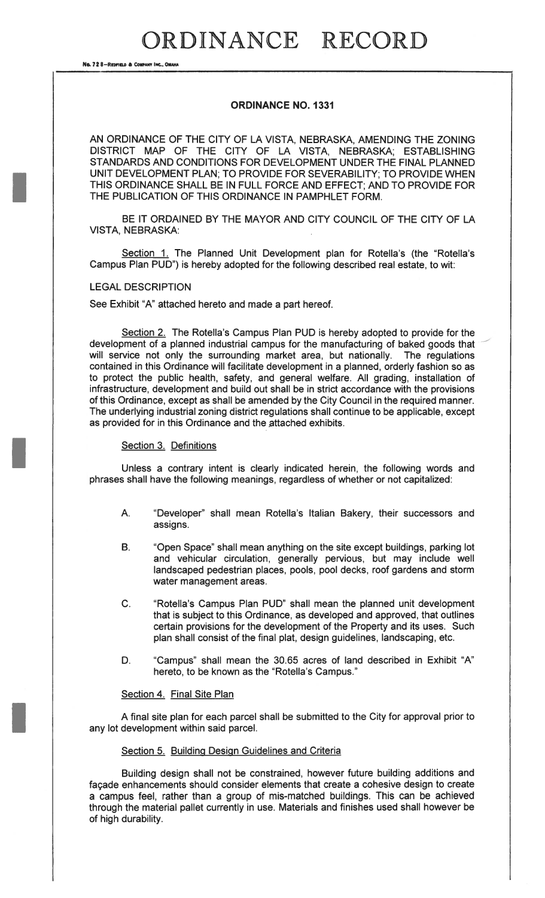# ORDINANCE NO. 1331

AN ORDINANCE OF THE CITY OF LA VISTA, NEBRASKA, AMENDING THE ZONING DISTRICT MAP OF THE CITY OF LA VISTA, NEBRASKA; ESTABLISHING STANDARDS AND CONDITIONS FOR DEVELOPMENT UNDER THE FINAL PLANNED UNIT DEVELOPMENT PLAN; TO PROVIDE FOR SEVERABILITY; TO PROVIDE WHEN THIS ORDINANCE SHALL BE IN FULL FORCE AND EFFECT; AND TO PROVIDE FOR THE PUBLICATION OF THIS ORDINANCE IN PAMPHLET FORM.

BE IT ORDAINED BY THE MAYOR AND CITY COUNCIL OF THE CITY OF LA VISTA, NEBRASKA:

Section 1. The Planned Unit Development plan for Rotella's (the "Rotella's Campus Plan PUD") is hereby adopted for the following described real estate, to wit:

LEGAL DESCRIPTION

See Exhibit "A" attached hereto and made a part hereof.

Section 2. The Rotella's Campus Plan PUD is hereby adopted to provide for the development of a planned industrial campus for the manufacturing of baked goods that will service not only the surrounding market area, but nationally. The regulations contained in this Ordinance will facilitate development in a planned, orderly fashion so as to protect the public health, safety, and general welfare. All grading, installation of infrastructure, development and build out shall be in strict accordance with the provisions of this Ordinance, except as shall be amended by the City Council in the required manner. The underlying industrial zoning district regulations shall continue to be applicable, except as provided for in this Ordinance and the attached exhibits.

Section 3. Definitions

Unless a contrary intent is clearly indicated herein, the following words and phrases shall have the following meanings, regardless of whether or not capitalized:

A. "Developer" shall mean Rotella's Italian Bakery, their successors and assigns.

B. "Open Space" shall mean anything on the site except buildings, parking lot and vehicular circulation, generally pervious, but may include well landscaped pedestrian places, pools, pool decks, roof gardens and storm water management areas.

C. "Rotella's Campus Plan PUD" shall mean the planned unit development that is subject to this Ordinance, as developed and approved, that outlines certain provisions for the development of the Property and its uses. Such plan shall consist of the final plat, design guidelines, landscaping, etc.

D. "Campus" shall mean the 30.65 acres of land described in Exhibit "A" hereto, to be known as the "Rotella's Campus."

Section 4. Final Site Plan

A final site plan for each parcel shall be submitted to the City for approval prior to any lot development within said parcel.

Section 5. Building Design Guidelines and Criteria

Building design shall not be constrained, however future building additions and façade enhancements should consider elements that create a cohesive design to create a campus feel, rather than a group of mis-matched buildings. This can be achieved through the material pallet currently in use. Materials and finishes used shall however be of high durability.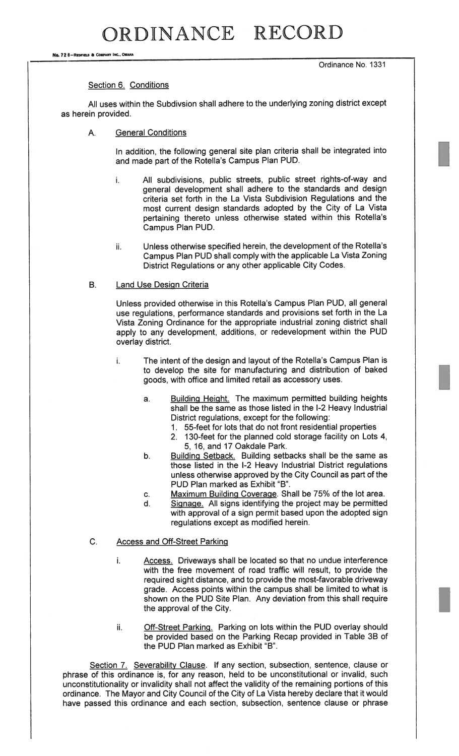Ordinance No. 1331

Section 6. Conditions

All uses within the Subdivsion shall adhere to the underlying zoning district except as herein provided.

A. General Conditions

In addition, the following general site plan criteria shall be integrated into and made part of the Rotella's Campus Plan PUD.

i. All subdivisions, public streets, public street rights-of-way and general development shall adhere to the standards and design criteria set forth in the La Vista Subdivision Regulations and the most current design standards adopted by the City of La Vista pertaining thereto unless otherwise stated within this Rotella's Campus Plan PUD.

ii. Unless otherwise specified herein, the development of the Rotella's Campus Plan PUD shall comply with the applicable La Vista Zoning District Regulations or any other applicable City Codes.

B. Land Use Design Criteria

Unless provided otherwise in this Rotella's Campus Plan PUD, all general use regulations, performance standards and provisions set forth in the La Vista Zoning Ordinance for the appropriate industrial zoning district shall apply to any development, additions, or redevelopment within the PUD overlay district.

i. The intent of the design and layout of the Rotella's Campus Plan is to develop the site for manufacturing and distribution of baked goods, with office and limited retail as accessory uses.

a. Building Height. The maximum permitted building heights shall be the same as those listed in the I-2 Heavy Industrial District regulations, except for the following:
   1. 55-feet for lots that do not front residential properties
   2. 130-feet for the planned cold storage facility on Lots 4, 5, 16, and 17 Oakdale Park.

b. Building Setback. Building setbacks shall be the same as those listed in the I-2 Heavy Industrial District regulations unless otherwise approved by the City Council as part of the PUD Plan marked as Exhibit "B".

c. Maximum Building Coverage. Shall be 75% of the lot area.

d. Signage. All signs identifying the project may be permitted with approval of a sign permit based upon the adopted sign regulations except as modified herein.

C. Access and Off-Street Parking

i. Access. Driveways shall be located so that no undue interference with the free movement of road traffic will result, to provide the required sight distance, and to provide the most-favorable driveway grade. Access points within the campus shall be limited to what is shown on the PUD Site Plan. Any deviation from this shall require the approval of the City.

ii. Off-Street Parking. Parking on lots within the PUD overlay should be provided based on the Parking Recap provided in Table 3B of the PUD Plan marked as Exhibit "B".

Section 7. Severability Clause. If any section, subsection, sentence, clause or phrase of this ordinance is, for any reason, held to be unconstitutional or invalid, such unconstitutionality or invalidity shall not affect the validity of the remaining portions of this ordinance. The Mayor and City Council of the City of La Vista hereby declare that it would have passed this ordinance and each section, subsection, sentence clause or phrase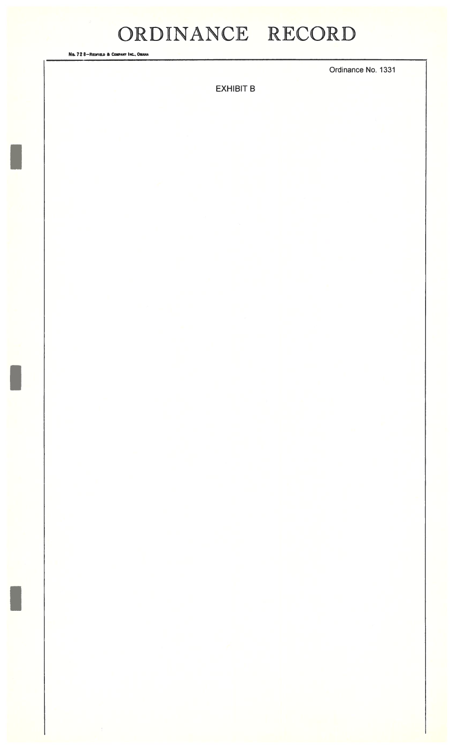Ordinance No. 1331

EXHIBIT B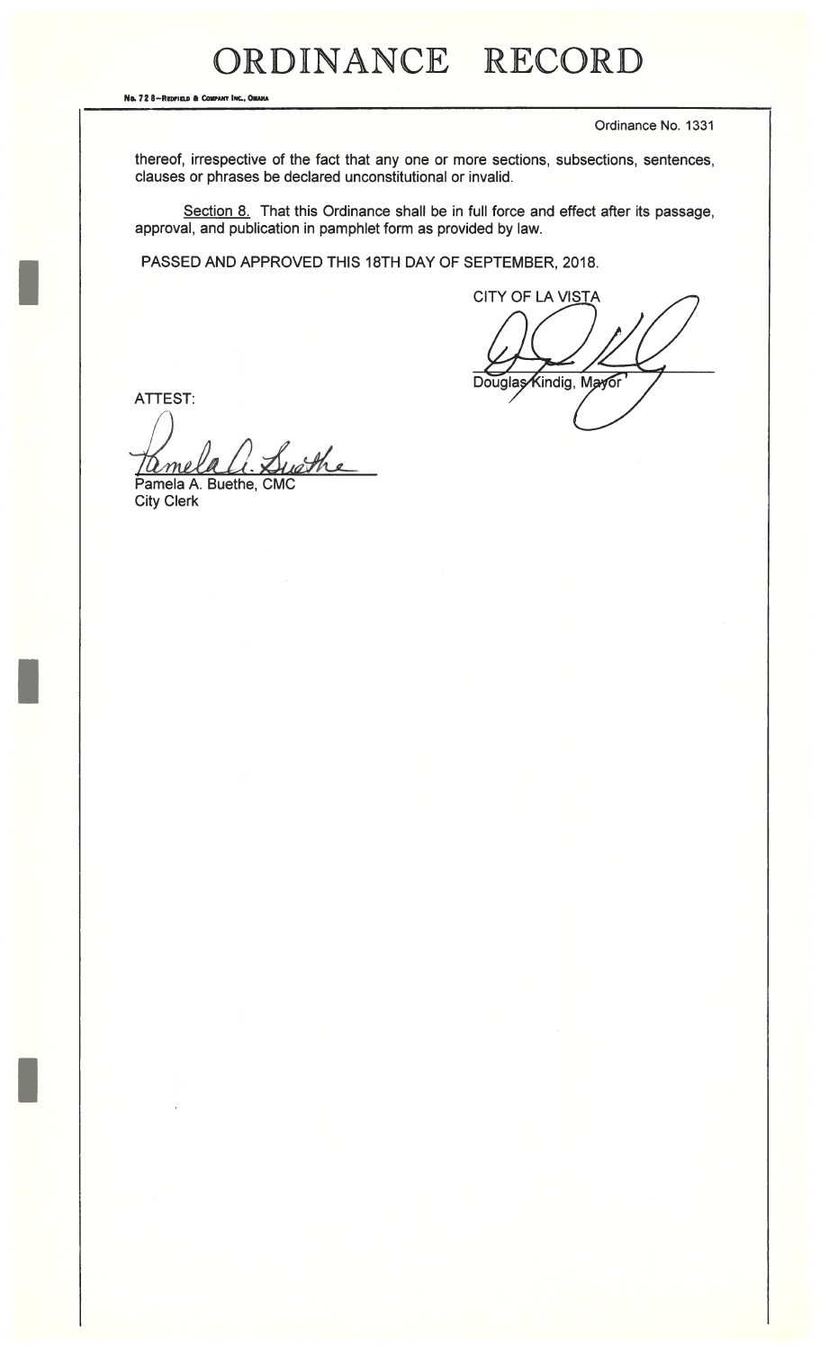# ORDINANCE RECORD

No. 72 8—Redfield & Company Inc., Omaha

Ordinance No. 1331

thereof, irrespective of the fact that any one or more sections, subsections, sentences, clauses or phrases be declared unconstitutional or invalid.

Section 8. That this Ordinance shall be in full force and effect after its passage, approval, and publication in pamphlet form as provided by law.

PASSED AND APPROVED THIS 18TH DAY OF SEPTEMBER, 2018.

CITY OF LA VISTA

Douglas Kindig, Mayor

ATTEST:

Pamela A. Buethe, CMC
City Clerk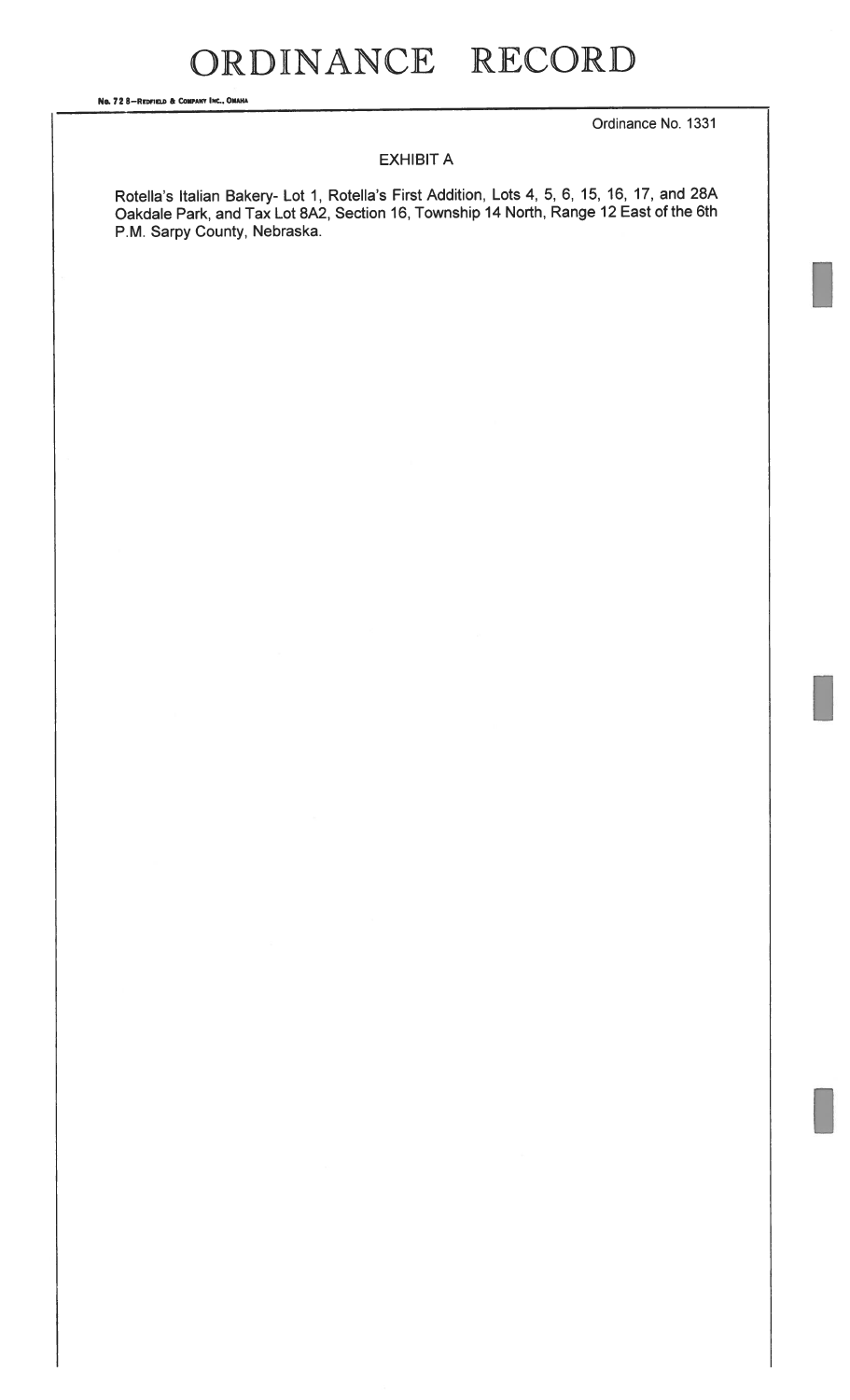Ordinance No. 1331

EXHIBIT A

Rotella's Italian Bakery- Lot 1, Rotella's First Addition, Lots 4, 5, 6, 15, 16, 17, and 28A Oakdale Park, and Tax Lot 8A2, Section 16, Township 14 North, Range 12 East of the 6th P.M. Sarpy County, Nebraska.